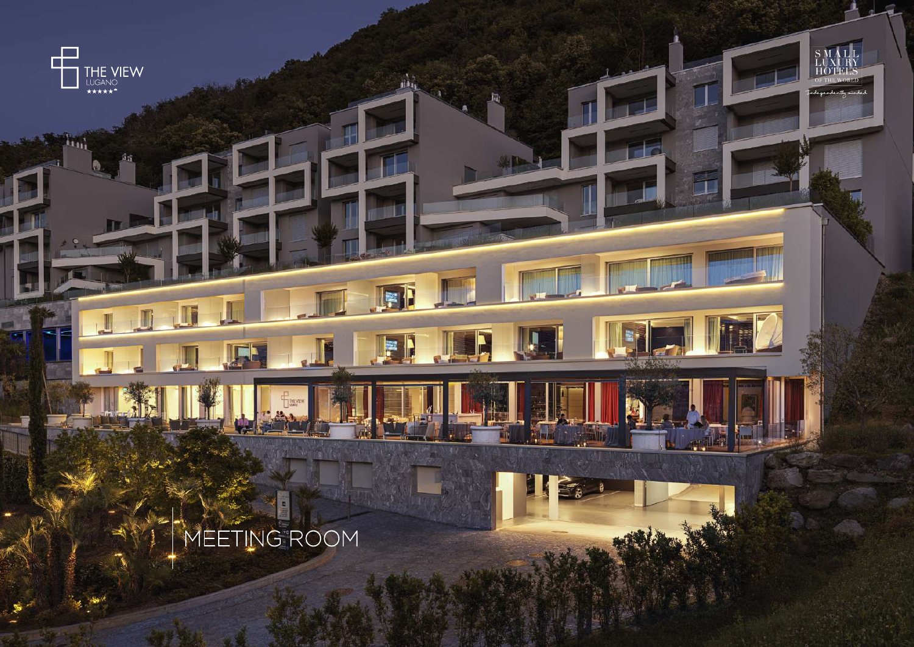THE VIEW
LUGANO
★★★★★

SMALL LUXURY HOTELS OF THE WORLD
Independently minded

# MEETING ROOM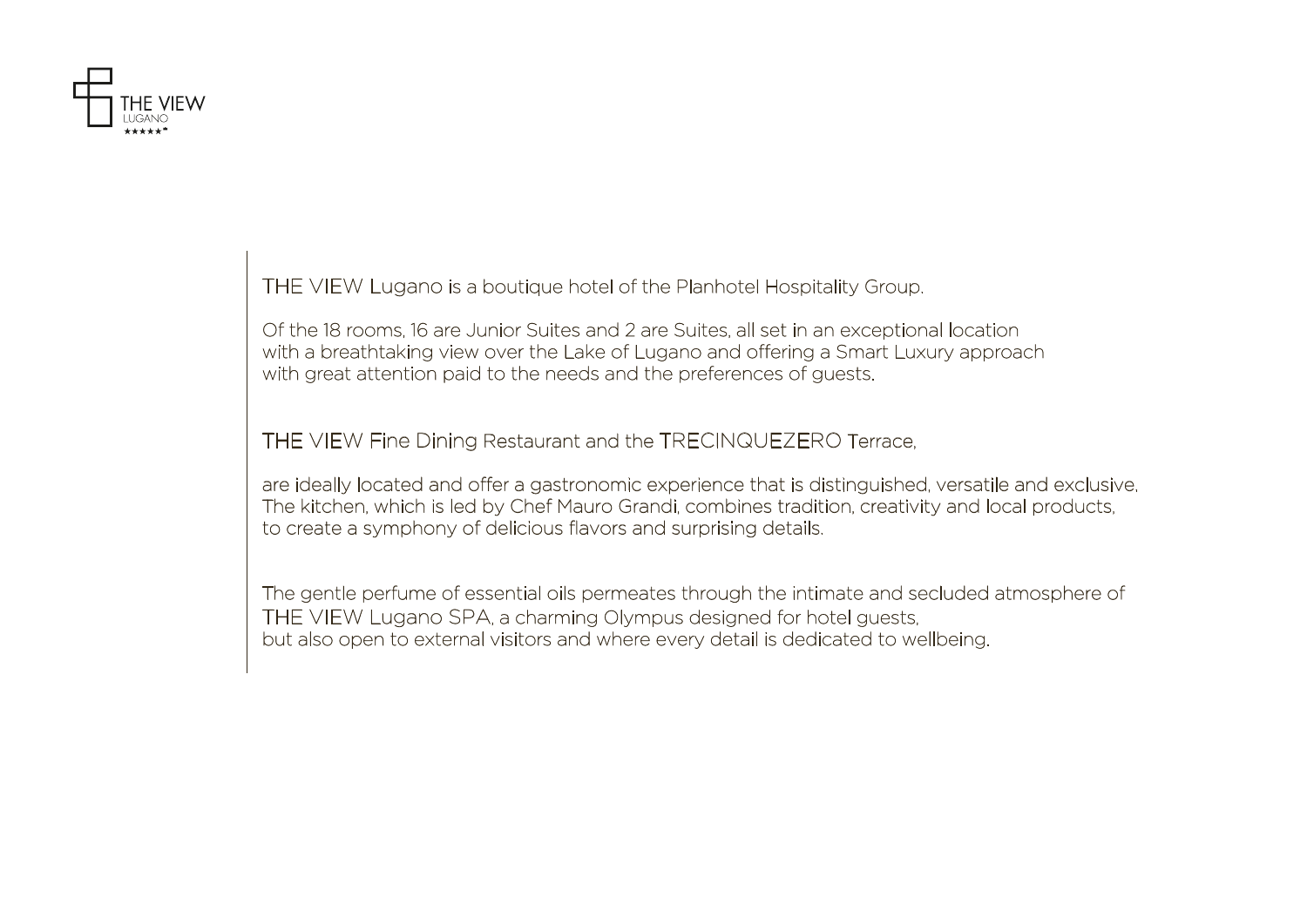THE VIEW Lugano is a boutique hotel of the Planhotel Hospitality Group.

Of the 18 rooms, 16 are Junior Suites and 2 are Suites, all set in an exceptional location with a breathtaking view over the Lake of Lugano and offering a Smart Luxury approach with great attention paid to the needs and the preferences of guests.

THE VIEW Fine Dining Restaurant and the TRECINQUEZERO Terrace,

are ideally located and offer a gastronomic experience that is distinguished, versatile and exclusive, The kitchen, which is led by Chef Mauro Grandi, combines tradition, creativity and local products, to create a symphony of delicious flavors and surprising details.

The gentle perfume of essential oils permeates through the intimate and secluded atmosphere of THE VIEW Lugano SPA, a charming Olympus designed for hotel guests, but also open to external visitors and where every detail is dedicated to wellbeing.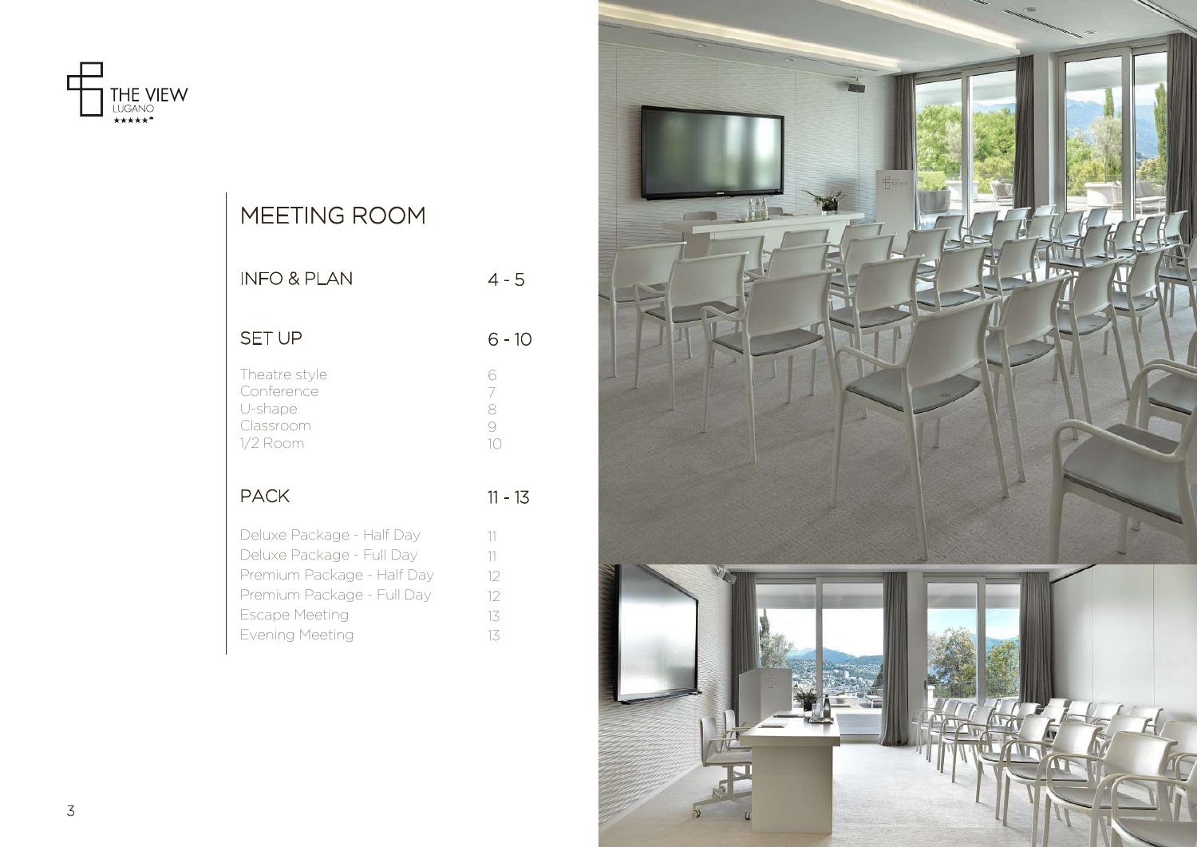THE VIEW
LUGANO

# MEETING ROOM

| | |
|---|---|
| **INFO & PLAN** | **4 - 5** |
| **SET UP** | **6 - 10** |
| Theatre style | 6 |
| Conference | 7 |
| U-shape | 8 |
| Classroom | 9 |
| 1/2 Room | 10 |
| **PACK** | **11 - 13** |
| Deluxe Package - Half Day | 11 |
| Deluxe Package - Full Day | 11 |
| Premium Package - Half Day | 12 |
| Premium Package - Full Day | 12 |
| Escape Meeting | 13 |
| Evening Meeting | 13 |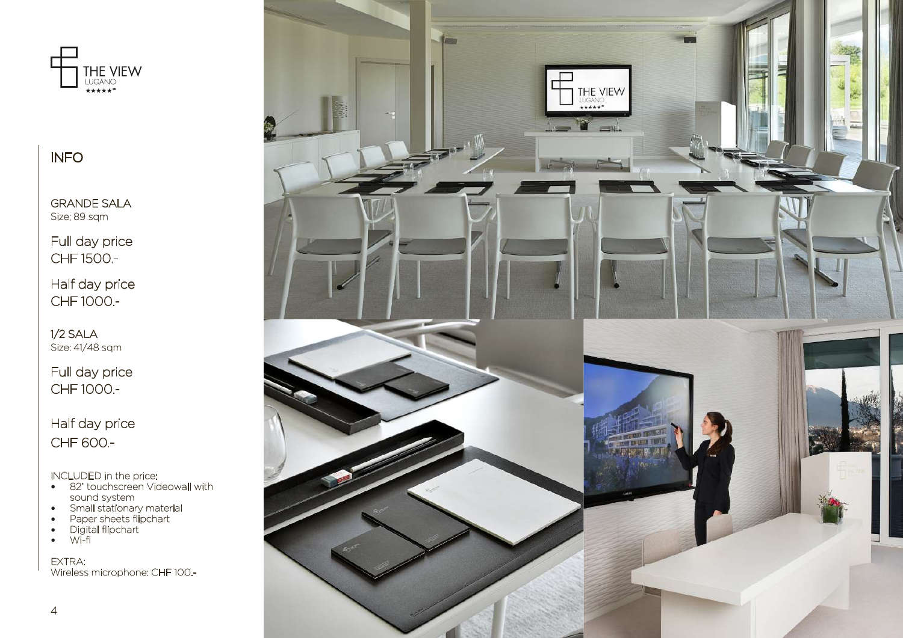THE VIEW
LUGANO

## INFO

### GRANDE SALA
Size: 89 sqm

Full day price
CHF 1500.-

Half day price
CHF 1000.-

### 1/2 SALA
Size: 41/48 sqm

Full day price
CHF 1000.-

Half day price
CHF 600.-

INCLUDED in the price:

- 82" touchscreen Videowall with sound system
- Small stationary material
- Paper sheets flipchart
- Digital flipchart
- Wi-fi

EXTRA:
Wireless microphone: CHF 100.-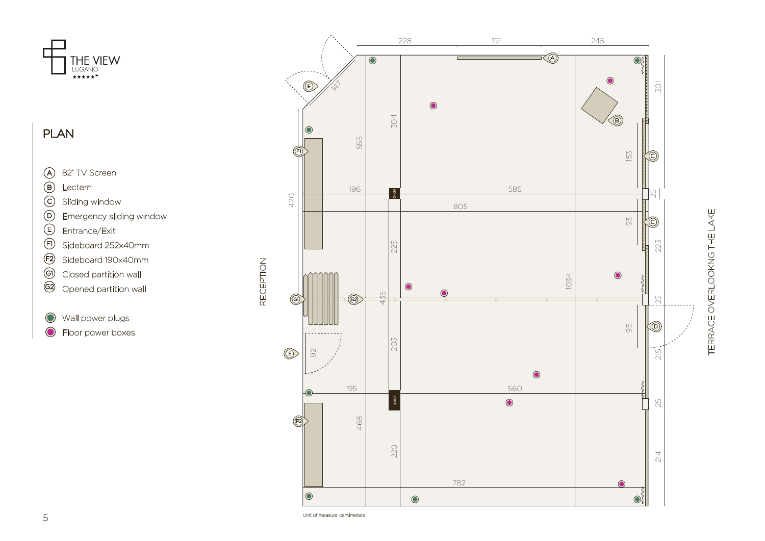THE VIEW
LUGANO
★★★★★*

## PLAN

- (A) 82" TV Screen
- (B) Lectern
- (C) Sliding window
- (D) Emergency sliding window
- (E) Entrance/Exit
- (F1) Sideboard 252x40mm
- (F2) Sideboard 190x40mm
- (G1) Closed partition wall
- (G2) Opened partition wall

- Wall power plugs
- Floor power boxes

RECEPTION

TERRACE OVERLOOKING THE LAKE

228 191 245

147 555 304 301 153 196 585 25 420 805 93 225 223 1034 435 25 95 92 203 215 195 560 25 468 220 214 782

Unit of measure: centimeters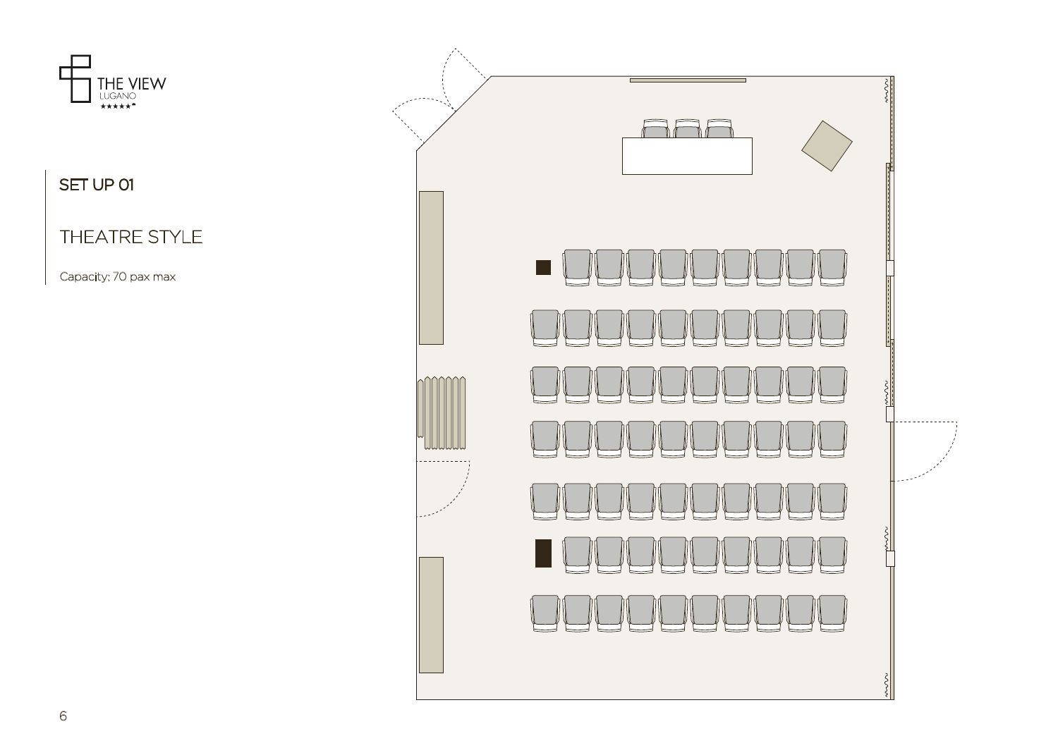## SET UP 01

THEATRE STYLE

Capacity: 70 pax max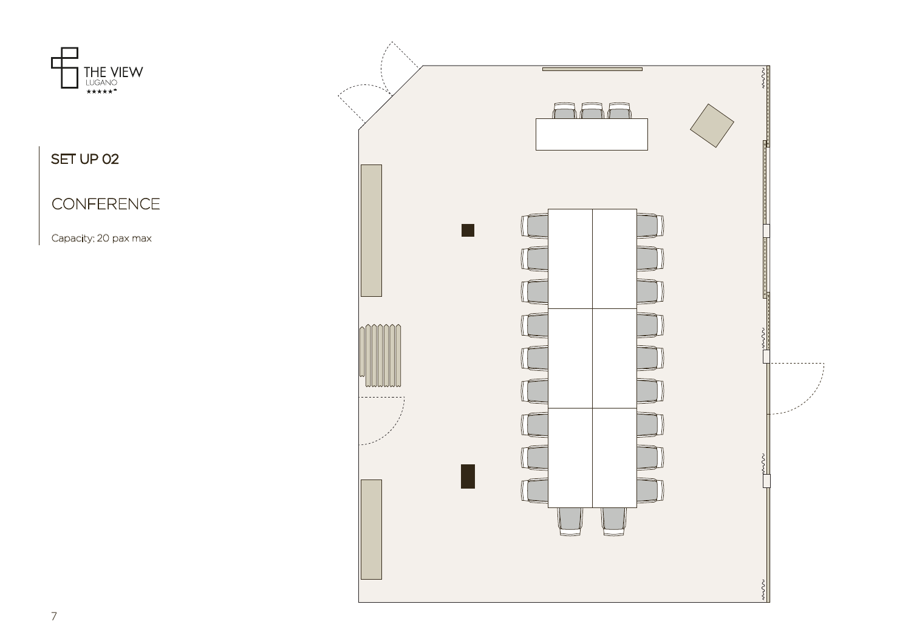THE VIEW
LUGANO
★★★★★

## SET UP 02

# CONFERENCE

Capacity: 20 pax max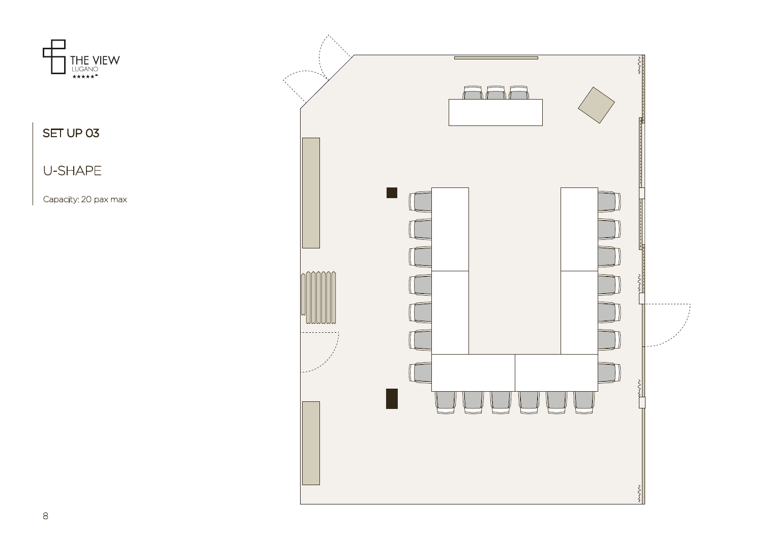## SET UP 03

U-SHAPE

Capacity: 20 pax max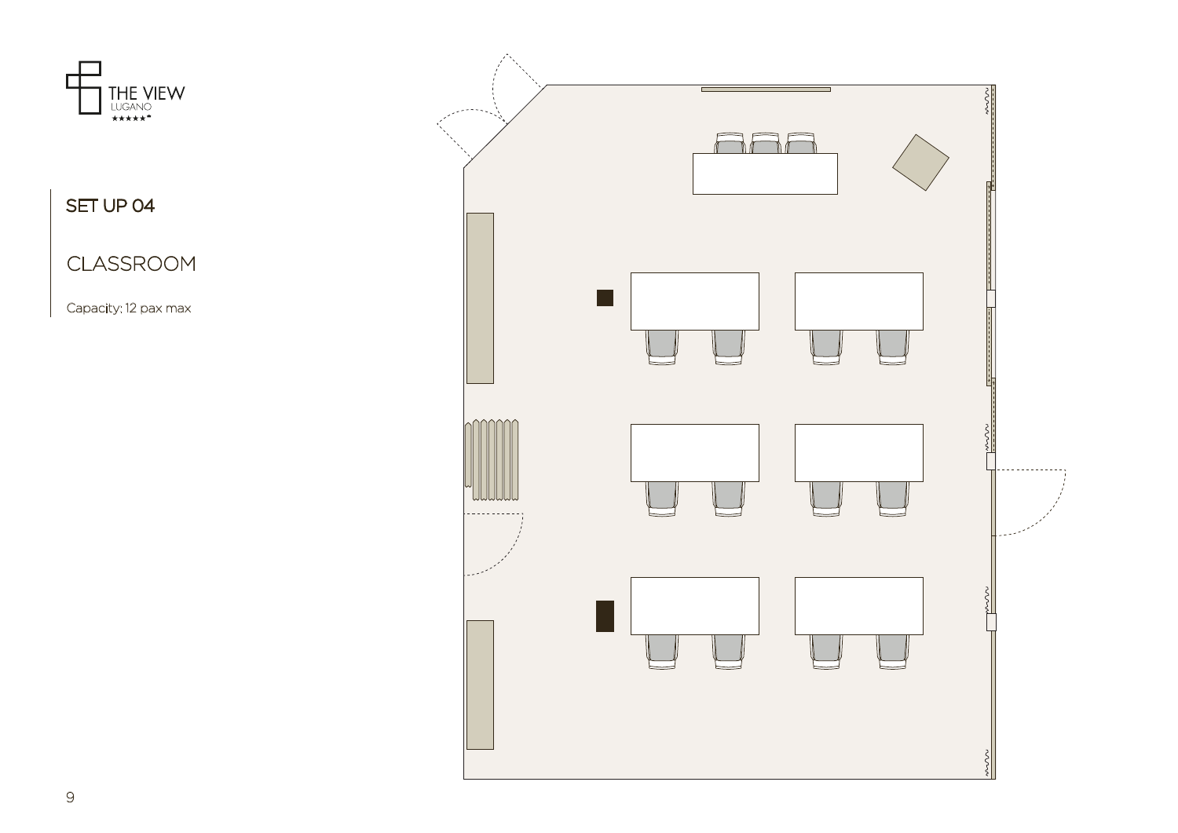## SET UP 04

### CLASSROOM

Capacity: 12 pax max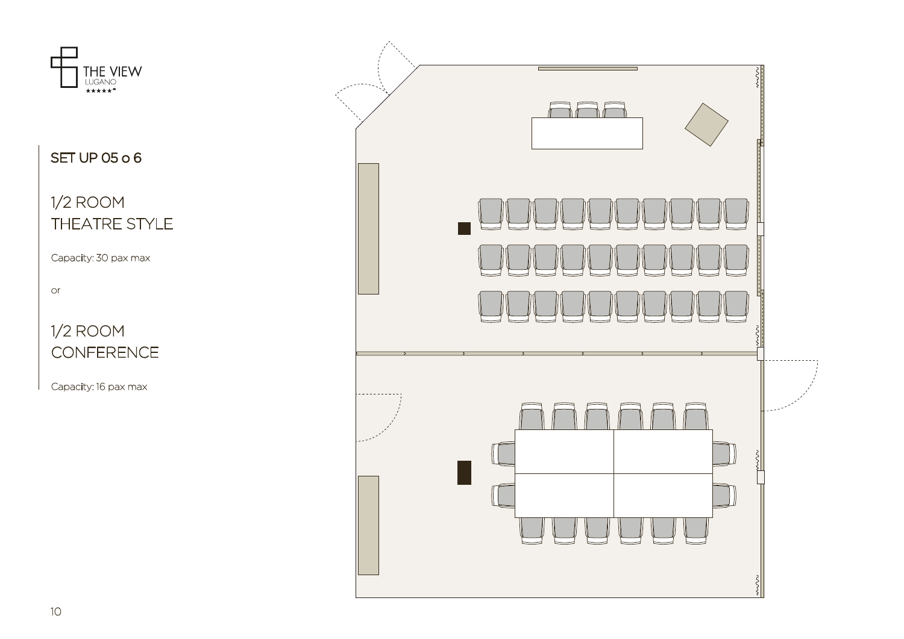THE VIEW
LUGANO

## SET UP 05 o 6

### 1/2 ROOM THEATRE STYLE

Capacity: 30 pax max

or

### 1/2 ROOM CONFERENCE

Capacity: 16 pax max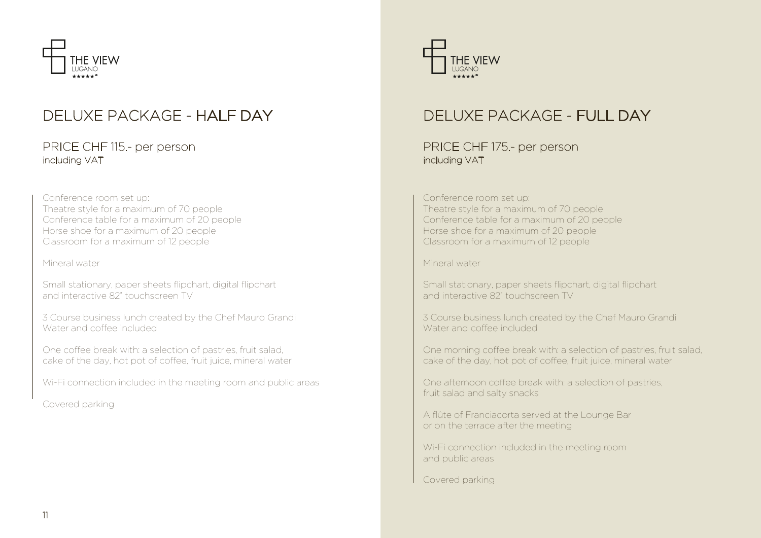THE VIEW
LUGANO
★★★★★

# DELUXE PACKAGE - HALF DAY

## PRICE CHF 115.- per person
including VAT

Conference room set up:
Theatre style for a maximum of 70 people
Conference table for a maximum of 20 people
Horse shoe for a maximum of 20 people
Classroom for a maximum of 12 people

Mineral water

Small stationary, paper sheets flipchart, digital flipchart
and interactive 82" touchscreen TV

3 Course business lunch created by the Chef Mauro Grandi
Water and coffee included

One coffee break with: a selection of pastries, fruit salad,
cake of the day, hot pot of coffee, fruit juice, mineral water

Wi-Fi connection included in the meeting room and public areas

Covered parking

THE VIEW
LUGANO
★★★★★

# DELUXE PACKAGE - FULL DAY

## PRICE CHF 175.- per person
including VAT

Conference room set up:
Theatre style for a maximum of 70 people
Conference table for a maximum of 20 people
Horse shoe for a maximum of 20 people
Classroom for a maximum of 12 people

Mineral water

Small stationary, paper sheets flipchart, digital flipchart
and interactive 82" touchscreen TV

3 Course business lunch created by the Chef Mauro Grandi
Water and coffee included

One morning coffee break with: a selection of pastries, fruit salad,
cake of the day, hot pot of coffee, fruit juice, mineral water

One afternoon coffee break with: a selection of pastries,
fruit salad and salty snacks

A flûte of Franciacorta served at the Lounge Bar
or on the terrace after the meeting

Wi-Fi connection included in the meeting room
and public areas

Covered parking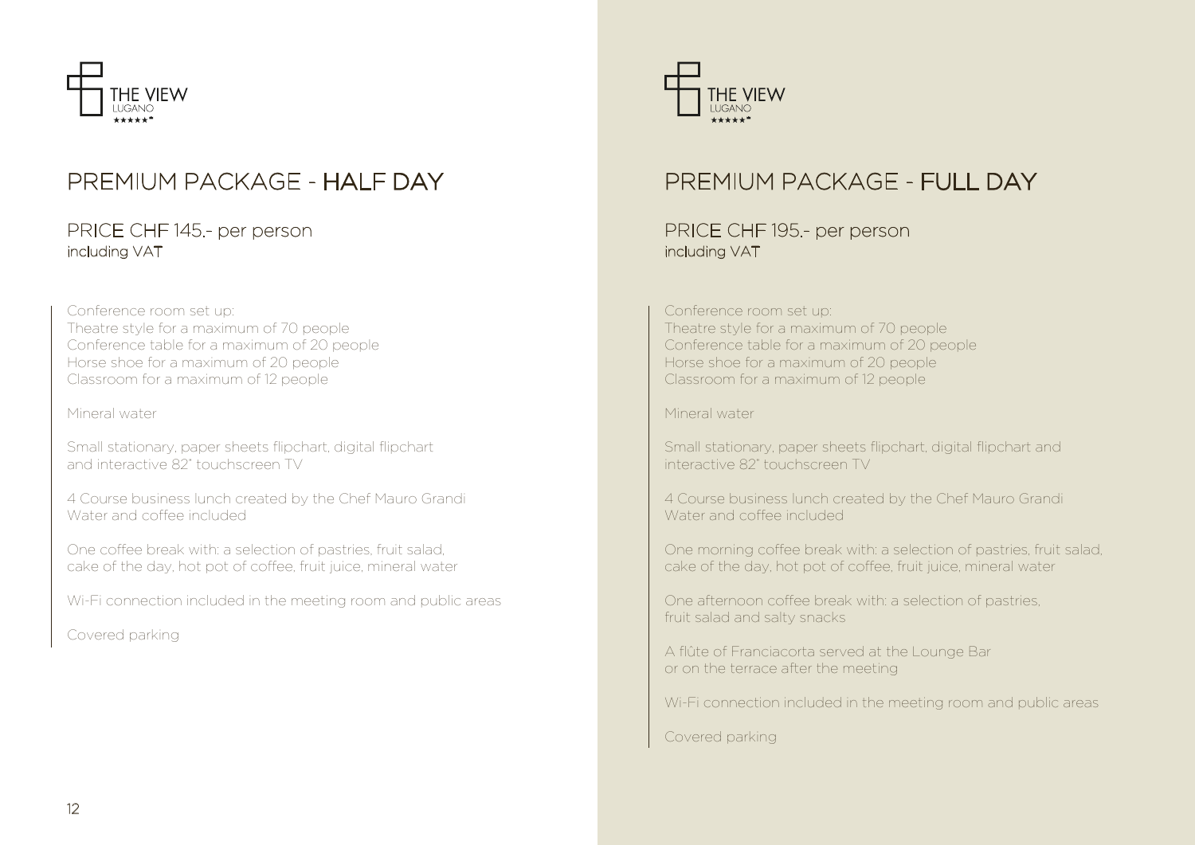THE VIEW
LUGANO
★★★★★

# PREMIUM PACKAGE - HALF DAY

## PRICE CHF 145.- per person

including VAT

Conference room set up:
Theatre style for a maximum of 70 people
Conference table for a maximum of 20 people
Horse shoe for a maximum of 20 people
Classroom for a maximum of 12 people

Mineral water

Small stationary, paper sheets flipchart, digital flipchart and interactive 82" touchscreen TV

4 Course business lunch created by the Chef Mauro Grandi
Water and coffee included

One coffee break with: a selection of pastries, fruit salad, cake of the day, hot pot of coffee, fruit juice, mineral water

Wi-Fi connection included in the meeting room and public areas

Covered parking

THE VIEW
LUGANO
★★★★★

# PREMIUM PACKAGE - FULL DAY

## PRICE CHF 195.- per person

including VAT

Conference room set up:
Theatre style for a maximum of 70 people
Conference table for a maximum of 20 people
Horse shoe for a maximum of 20 people
Classroom for a maximum of 12 people

Mineral water

Small stationary, paper sheets flipchart, digital flipchart and interactive 82" touchscreen TV

4 Course business lunch created by the Chef Mauro Grandi
Water and coffee included

One morning coffee break with: a selection of pastries, fruit salad, cake of the day, hot pot of coffee, fruit juice, mineral water

One afternoon coffee break with: a selection of pastries, fruit salad and salty snacks

A flûte of Franciacorta served at the Lounge Bar or on the terrace after the meeting

Wi-Fi connection included in the meeting room and public areas

Covered parking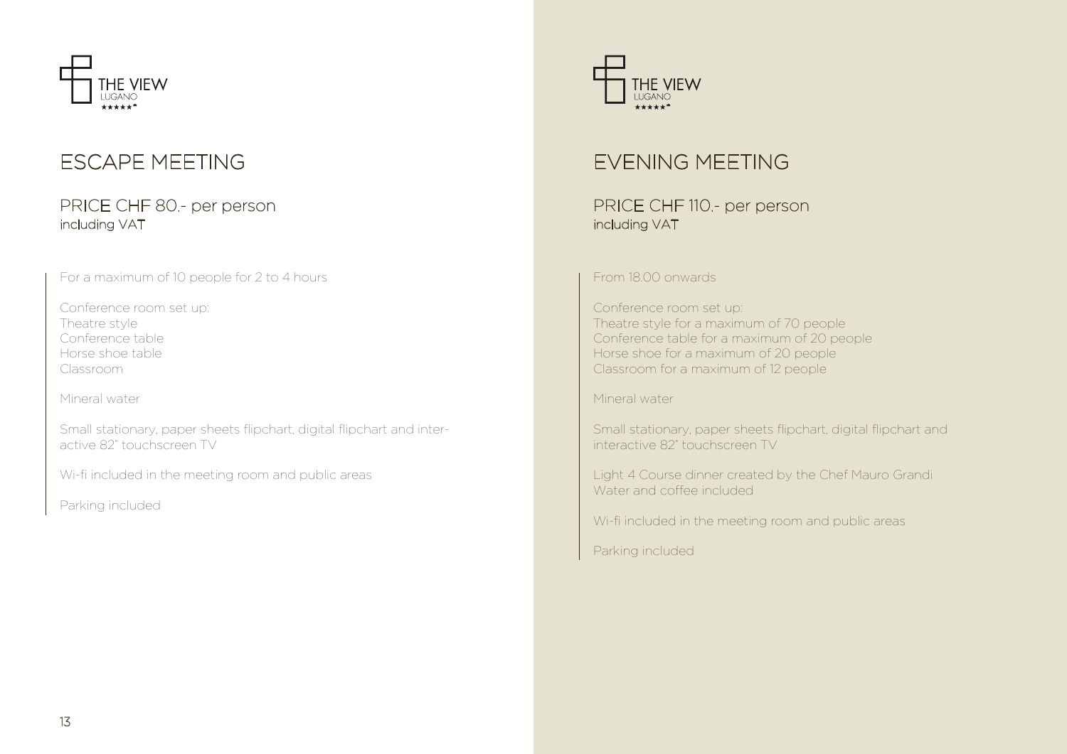THE VIEW
LUGANO

# ESCAPE MEETING

## PRICE CHF 80.- per person
including VAT

For a maximum of 10 people for 2 to 4 hours

Conference room set up:
Theatre style
Conference table
Horse shoe table
Classroom

Mineral water

Small stationary, paper sheets flipchart, digital flipchart and interactive 82" touchscreen TV

Wi-fi included in the meeting room and public areas

Parking included

THE VIEW
LUGANO

# EVENING MEETING

## PRICE CHF 110.- per person
including VAT

From 18.00 onwards

Conference room set up:
Theatre style for a maximum of 70 people
Conference table for a maximum of 20 people
Horse shoe for a maximum of 20 people
Classroom for a maximum of 12 people

Mineral water

Small stationary, paper sheets flipchart, digital flipchart and interactive 82" touchscreen TV

Light 4 Course dinner created by the Chef Mauro Grandi
Water and coffee included

Wi-fi included in the meeting room and public areas

Parking included